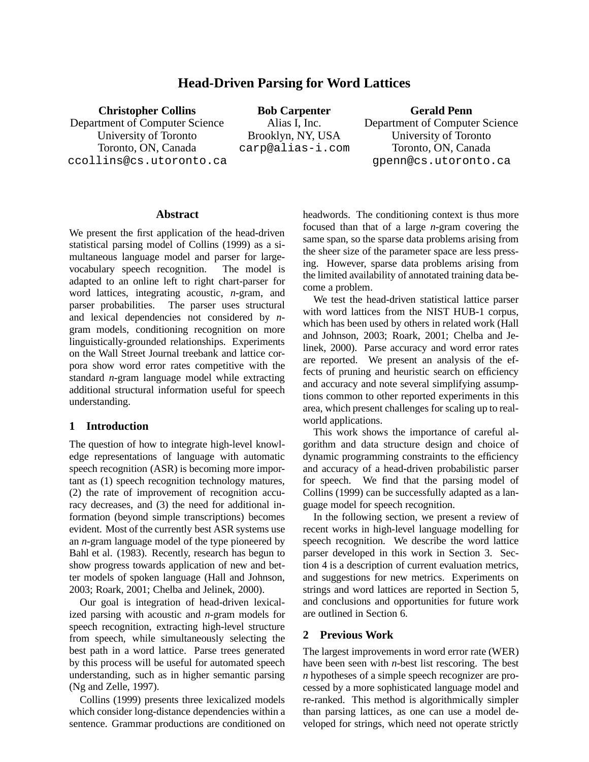# Head-Driven Parsing for Word Lattices

**Christopher Collins**
Department of Computer Science
University of Toronto
Toronto, ON, Canada
ccollins@cs.utoronto.ca

**Bob Carpenter**
Alias I, Inc.
Brooklyn, NY, USA
carp@alias-i.com

**Gerald Penn**
Department of Computer Science
University of Toronto
Toronto, ON, Canada
gpenn@cs.utoronto.ca

## Abstract

We present the first application of the head-driven statistical parsing model of Collins (1999) as a simultaneous language model and parser for large-vocabulary speech recognition. The model is adapted to an online left to right chart-parser for word lattices, integrating acoustic, *n*-gram, and parser probabilities. The parser uses structural and lexical dependencies not considered by *n*-gram models, conditioning recognition on more linguistically-grounded relationships. Experiments on the Wall Street Journal treebank and lattice corpora show word error rates competitive with the standard *n*-gram language model while extracting additional structural information useful for speech understanding.

## 1 Introduction

The question of how to integrate high-level knowledge representations of language with automatic speech recognition (ASR) is becoming more important as (1) speech recognition technology matures, (2) the rate of improvement of recognition accuracy decreases, and (3) the need for additional information (beyond simple transcriptions) becomes evident. Most of the currently best ASR systems use an *n*-gram language model of the type pioneered by Bahl et al. (1983). Recently, research has begun to show progress towards application of new and better models of spoken language (Hall and Johnson, 2003; Roark, 2001; Chelba and Jelinek, 2000).

Our goal is integration of head-driven lexicalized parsing with acoustic and *n*-gram models for speech recognition, extracting high-level structure from speech, while simultaneously selecting the best path in a word lattice. Parse trees generated by this process will be useful for automated speech understanding, such as in higher semantic parsing (Ng and Zelle, 1997).

Collins (1999) presents three lexicalized models which consider long-distance dependencies within a sentence. Grammar productions are conditioned on headwords. The conditioning context is thus more focused than that of a large *n*-gram covering the same span, so the sparse data problems arising from the sheer size of the parameter space are less pressing. However, sparse data problems arising from the limited availability of annotated training data become a problem.

We test the head-driven statistical lattice parser with word lattices from the NIST HUB-1 corpus, which has been used by others in related work (Hall and Johnson, 2003; Roark, 2001; Chelba and Jelinek, 2000). Parse accuracy and word error rates are reported. We present an analysis of the effects of pruning and heuristic search on efficiency and accuracy and note several simplifying assumptions common to other reported experiments in this area, which present challenges for scaling up to real-world applications.

This work shows the importance of careful algorithm and data structure design and choice of dynamic programming constraints to the efficiency and accuracy of a head-driven probabilistic parser for speech. We find that the parsing model of Collins (1999) can be successfully adapted as a language model for speech recognition.

In the following section, we present a review of recent works in high-level language modelling for speech recognition. We describe the word lattice parser developed in this work in Section 3. Section 4 is a description of current evaluation metrics, and suggestions for new metrics. Experiments on strings and word lattices are reported in Section 5, and conclusions and opportunities for future work are outlined in Section 6.

## 2 Previous Work

The largest improvements in word error rate (WER) have been seen with *n*-best list rescoring. The best *n* hypotheses of a simple speech recognizer are processed by a more sophisticated language model and re-ranked. This method is algorithmically simpler than parsing lattices, as one can use a model developed for strings, which need not operate strictly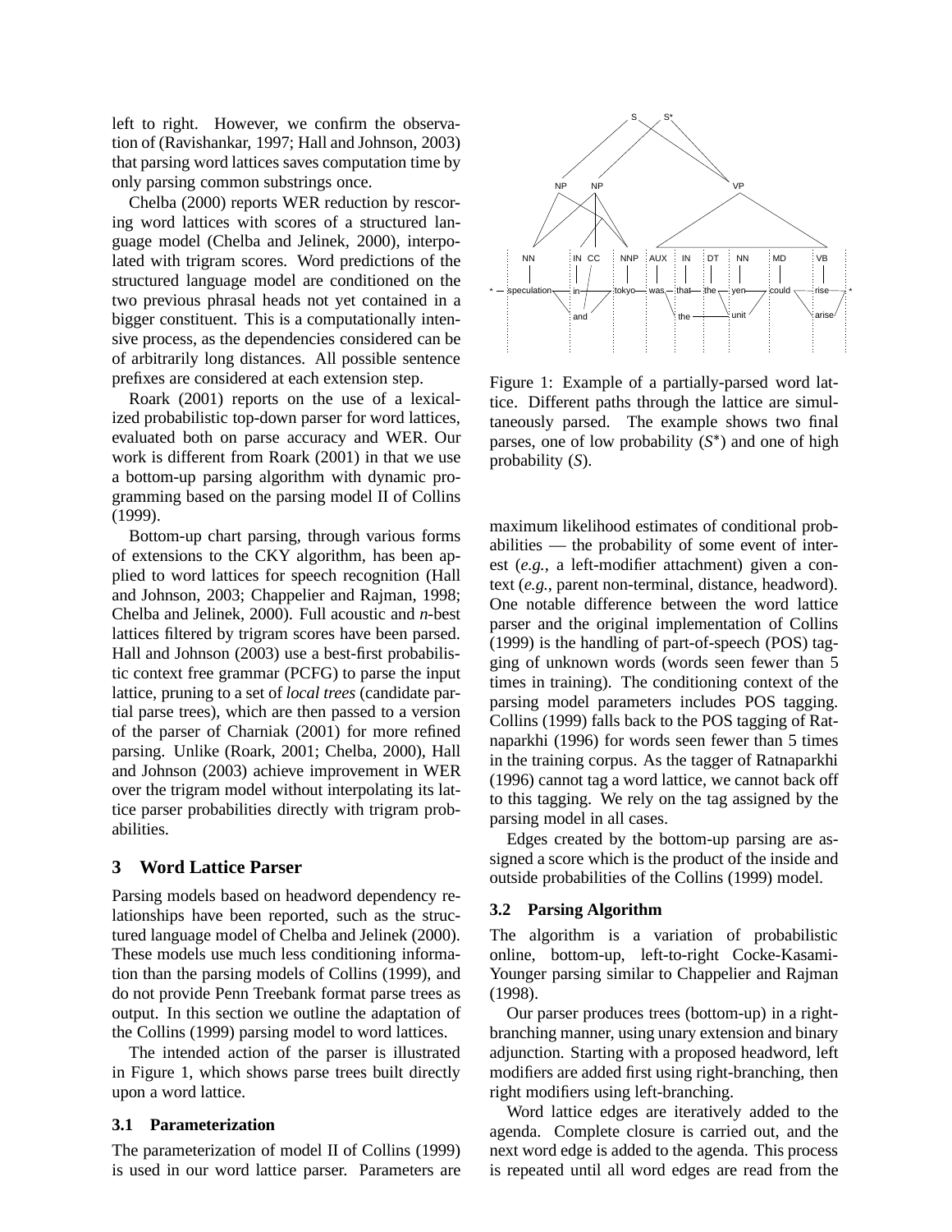left to right. However, we confirm the observation of (Ravishankar, 1997; Hall and Johnson, 2003) that parsing word lattices saves computation time by only parsing common substrings once.

Chelba (2000) reports WER reduction by rescoring word lattices with scores of a structured language model (Chelba and Jelinek, 2000), interpolated with trigram scores. Word predictions of the structured language model are conditioned on the two previous phrasal heads not yet contained in a bigger constituent. This is a computationally intensive process, as the dependencies considered can be of arbitrarily long distances. All possible sentence prefixes are considered at each extension step.

Roark (2001) reports on the use of a lexicalized probabilistic top-down parser for word lattices, evaluated both on parse accuracy and WER. Our work is different from Roark (2001) in that we use a bottom-up parsing algorithm with dynamic programming based on the parsing model II of Collins (1999).

Bottom-up chart parsing, through various forms of extensions to the CKY algorithm, has been applied to word lattices for speech recognition (Hall and Johnson, 2003; Chappelier and Rajman, 1998; Chelba and Jelinek, 2000). Full acoustic and *n*-best lattices filtered by trigram scores have been parsed. Hall and Johnson (2003) use a best-first probabilistic context free grammar (PCFG) to parse the input lattice, pruning to a set of *local trees* (candidate partial parse trees), which are then passed to a version of the parser of Charniak (2001) for more refined parsing. Unlike (Roark, 2001; Chelba, 2000), Hall and Johnson (2003) achieve improvement in WER over the trigram model without interpolating its lattice parser probabilities directly with trigram probabilities.

## 3 Word Lattice Parser

Parsing models based on headword dependency relationships have been reported, such as the structured language model of Chelba and Jelinek (2000). These models use much less conditioning information than the parsing models of Collins (1999), and do not provide Penn Treebank format parse trees as output. In this section we outline the adaptation of the Collins (1999) parsing model to word lattices.

The intended action of the parser is illustrated in Figure 1, which shows parse trees built directly upon a word lattice.

### 3.1 Parameterization

The parameterization of model II of Collins (1999) is used in our word lattice parser. Parameters are maximum likelihood estimates of conditional probabilities — the probability of some event of interest (*e.g.*, a left-modifier attachment) given a context (*e.g.*, parent non-terminal, distance, headword). One notable difference between the word lattice parser and the original implementation of Collins (1999) is the handling of part-of-speech (POS) tagging of unknown words (words seen fewer than 5 times in training). The conditioning context of the parsing model parameters includes POS tagging. Collins (1999) falls back to the POS tagging of Ratnaparkhi (1996) for words seen fewer than 5 times in the training corpus. As the tagger of Ratnaparkhi (1996) cannot tag a word lattice, we cannot back off to this tagging. We rely on the tag assigned by the parsing model in all cases.

Edges created by the bottom-up parsing are assigned a score which is the product of the inside and outside probabilities of the Collins (1999) model.

Figure 1: Example of a partially-parsed word lattice. Different paths through the lattice are simultaneously parsed. The example shows two final parses, one of low probability ($S^*$) and one of high probability ($S$).

### 3.2 Parsing Algorithm

The algorithm is a variation of probabilistic online, bottom-up, left-to-right Cocke-Kasami-Younger parsing similar to Chappelier and Rajman (1998).

Our parser produces trees (bottom-up) in a right-branching manner, using unary extension and binary adjunction. Starting with a proposed headword, left modifiers are added first using right-branching, then right modifiers using left-branching.

Word lattice edges are iteratively added to the agenda. Complete closure is carried out, and the next word edge is added to the agenda. This process is repeated until all word edges are read from the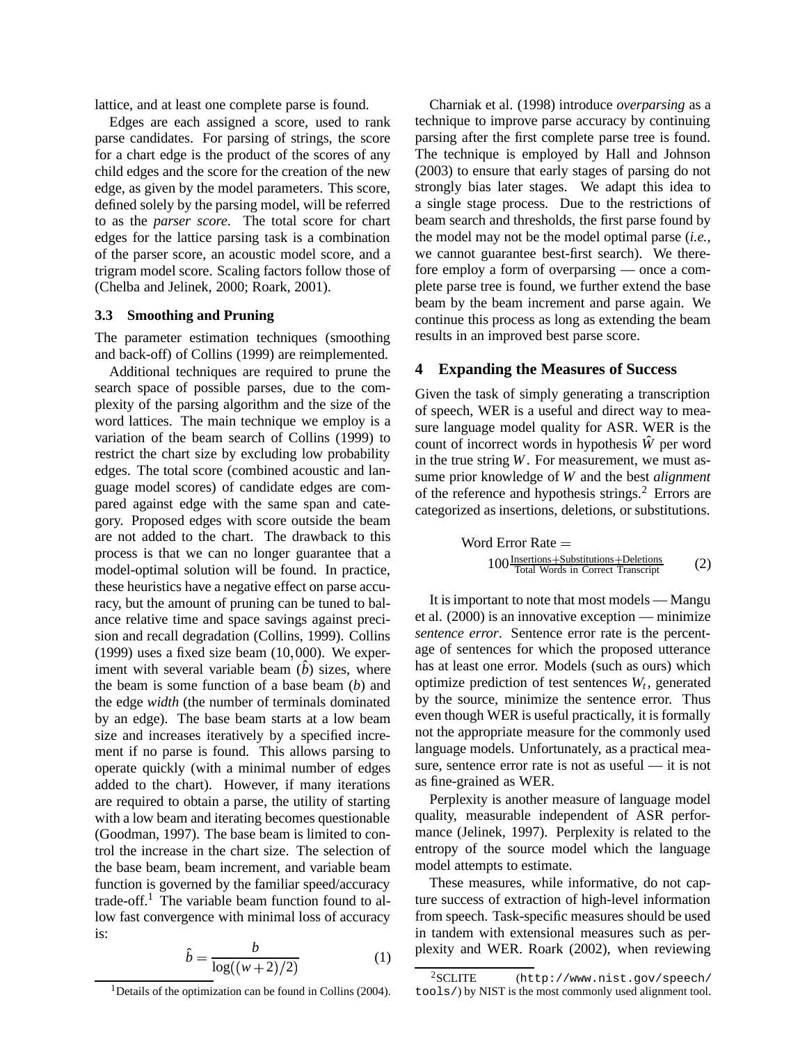lattice, and at least one complete parse is found.

Edges are each assigned a score, used to rank parse candidates. For parsing of strings, the score for a chart edge is the product of the scores of any child edges and the score for the creation of the new edge, as given by the model parameters. This score, defined solely by the parsing model, will be referred to as the *parser score*. The total score for chart edges for the lattice parsing task is a combination of the parser score, an acoustic model score, and a trigram model score. Scaling factors follow those of (Chelba and Jelinek, 2000; Roark, 2001).

### 3.3 Smoothing and Pruning

The parameter estimation techniques (smoothing and back-off) of Collins (1999) are reimplemented.

Additional techniques are required to prune the search space of possible parses, due to the complexity of the parsing algorithm and the size of the word lattices. The main technique we employ is a variation of the beam search of Collins (1999) to restrict the chart size by excluding low probability edges. The total score (combined acoustic and language model scores) of candidate edges are compared against edge with the same span and category. Proposed edges with score outside the beam are not added to the chart. The drawback to this process is that we can no longer guarantee that a model-optimal solution will be found. In practice, these heuristics have a negative effect on parse accuracy, but the amount of pruning can be tuned to balance relative time and space savings against precision and recall degradation (Collins, 1999). Collins (1999) uses a fixed size beam (10,000). We experiment with several variable beam ($\hat{b}$) sizes, where the beam is some function of a base beam ($b$) and the edge *width* (the number of terminals dominated by an edge). The base beam starts at a low beam size and increases iteratively by a specified increment if no parse is found. This allows parsing to operate quickly (with a minimal number of edges added to the chart). However, if many iterations are required to obtain a parse, the utility of starting with a low beam and iterating becomes questionable (Goodman, 1997). The base beam is limited to control the increase in the chart size. The selection of the base beam, beam increment, and variable beam function is governed by the familiar speed/accuracy trade-off.[1] The variable beam function found to allow fast convergence with minimal loss of accuracy is:

$$\hat{b} = \frac{b}{\log((w+2)/2)} \tag{1}$$

[1] Details of the optimization can be found in Collins (2004).

Charniak et al. (1998) introduce *overparsing* as a technique to improve parse accuracy by continuing parsing after the first complete parse tree is found. The technique is employed by Hall and Johnson (2003) to ensure that early stages of parsing do not strongly bias later stages. We adapt this idea to a single stage process. Due to the restrictions of beam search and thresholds, the first parse found by the model may not be the model optimal parse (*i.e.*, we cannot guarantee best-first search). We therefore employ a form of overparsing — once a complete parse tree is found, we further extend the base beam by the beam increment and parse again. We continue this process as long as extending the beam results in an improved best parse score.

## 4 Expanding the Measures of Success

Given the task of simply generating a transcription of speech, WER is a useful and direct way to measure language model quality for ASR. WER is the count of incorrect words in hypothesis $\hat{W}$ per word in the true string $W$. For measurement, we must assume prior knowledge of $W$ and the best *alignment* of the reference and hypothesis strings.[2] Errors are categorized as insertions, deletions, or substitutions.

$$\text{Word Error Rate} = 100\frac{\text{Insertions}+\text{Substitutions}+\text{Deletions}}{\text{Total Words in Correct Transcript}} \tag{2}$$

It is important to note that most models — Mangu et al. (2000) is an innovative exception — minimize *sentence error*. Sentence error rate is the percentage of sentences for which the proposed utterance has at least one error. Models (such as ours) which optimize prediction of test sentences $W_t$, generated by the source, minimize the sentence error. Thus even though WER is useful practically, it is formally not the appropriate measure for the commonly used language models. Unfortunately, as a practical measure, sentence error rate is not as useful — it is not as fine-grained as WER.

Perplexity is another measure of language model quality, measurable independent of ASR performance (Jelinek, 1997). Perplexity is related to the entropy of the source model which the language model attempts to estimate.

These measures, while informative, do not capture success of extraction of high-level information from speech. Task-specific measures should be used in tandem with extensional measures such as perplexity and WER. Roark (2002), when reviewing

[2] SCLITE (`http://www.nist.gov/speech/tools/`) by NIST is the most commonly used alignment tool.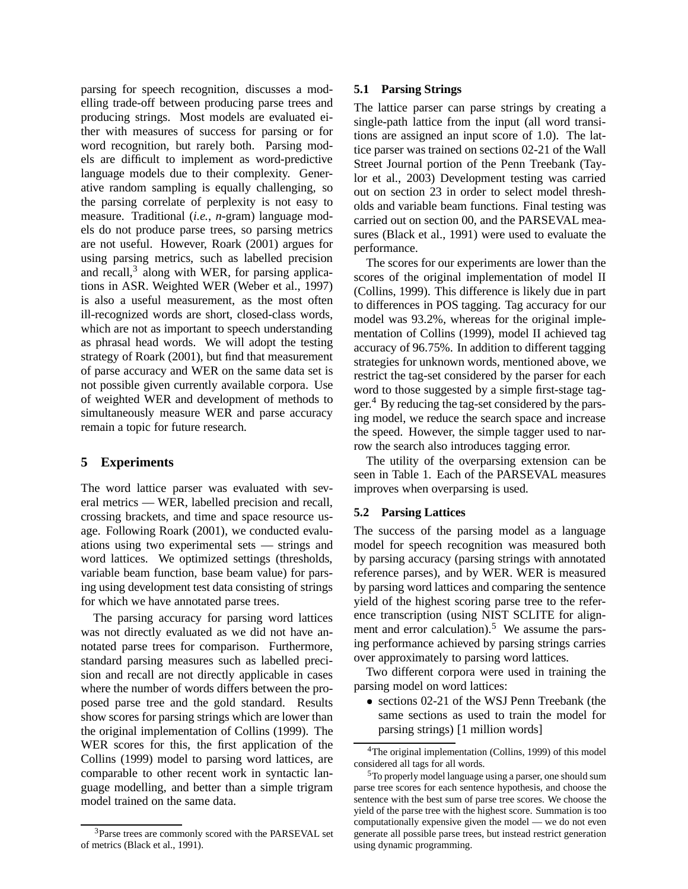parsing for speech recognition, discusses a modelling trade-off between producing parse trees and producing strings. Most models are evaluated either with measures of success for parsing or for word recognition, but rarely both. Parsing models are difficult to implement as word-predictive language models due to their complexity. Generative random sampling is equally challenging, so the parsing correlate of perplexity is not easy to measure. Traditional (*i.e.*, *n*-gram) language models do not produce parse trees, so parsing metrics are not useful. However, Roark (2001) argues for using parsing metrics, such as labelled precision and recall,[3] along with WER, for parsing applications in ASR. Weighted WER (Weber et al., 1997) is also a useful measurement, as the most often ill-recognized words are short, closed-class words, which are not as important to speech understanding as phrasal head words. We will adopt the testing strategy of Roark (2001), but find that measurement of parse accuracy and WER on the same data set is not possible given currently available corpora. Use of weighted WER and development of methods to simultaneously measure WER and parse accuracy remain a topic for future research.

## 5 Experiments

The word lattice parser was evaluated with several metrics — WER, labelled precision and recall, crossing brackets, and time and space resource usage. Following Roark (2001), we conducted evaluations using two experimental sets — strings and word lattices. We optimized settings (thresholds, variable beam function, base beam value) for parsing using development test data consisting of strings for which we have annotated parse trees.

The parsing accuracy for parsing word lattices was not directly evaluated as we did not have annotated parse trees for comparison. Furthermore, standard parsing measures such as labelled precision and recall are not directly applicable in cases where the number of words differs between the proposed parse tree and the gold standard. Results show scores for parsing strings which are lower than the original implementation of Collins (1999). The WER scores for this, the first application of the Collins (1999) model to parsing word lattices, are comparable to other recent work in syntactic language modelling, and better than a simple trigram model trained on the same data.

### 5.1 Parsing Strings

The lattice parser can parse strings by creating a single-path lattice from the input (all word transitions are assigned an input score of 1.0). The lattice parser was trained on sections 02-21 of the Wall Street Journal portion of the Penn Treebank (Taylor et al., 2003) Development testing was carried out on section 23 in order to select model thresholds and variable beam functions. Final testing was carried out on section 00, and the PARSEVAL measures (Black et al., 1991) were used to evaluate the performance.

The scores for our experiments are lower than the scores of the original implementation of model II (Collins, 1999). This difference is likely due in part to differences in POS tagging. Tag accuracy for our model was 93.2%, whereas for the original implementation of Collins (1999), model II achieved tag accuracy of 96.75%. In addition to different tagging strategies for unknown words, mentioned above, we restrict the tag-set considered by the parser for each word to those suggested by a simple first-stage tagger.[4] By reducing the tag-set considered by the parsing model, we reduce the search space and increase the speed. However, the simple tagger used to narrow the search also introduces tagging error.

The utility of the overparsing extension can be seen in Table 1. Each of the PARSEVAL measures improves when overparsing is used.

### 5.2 Parsing Lattices

The success of the parsing model as a language model for speech recognition was measured both by parsing accuracy (parsing strings with annotated reference parses), and by WER. WER is measured by parsing word lattices and comparing the sentence yield of the highest scoring parse tree to the reference transcription (using NIST SCLITE for alignment and error calculation).[5] We assume the parsing performance achieved by parsing strings carries over approximately to parsing word lattices.

Two different corpora were used in training the parsing model on word lattices:

- sections 02-21 of the WSJ Penn Treebank (the same sections as used to train the model for parsing strings) [1 million words]

---

[3] Parse trees are commonly scored with the PARSEVAL set of metrics (Black et al., 1991).

[4] The original implementation (Collins, 1999) of this model considered all tags for all words.

[5] To properly model language using a parser, one should sum parse tree scores for each sentence hypothesis, and choose the sentence with the best sum of parse tree scores. We choose the yield of the parse tree with the highest score. Summation is too computationally expensive given the model — we do not even generate all possible parse trees, but instead restrict generation using dynamic programming.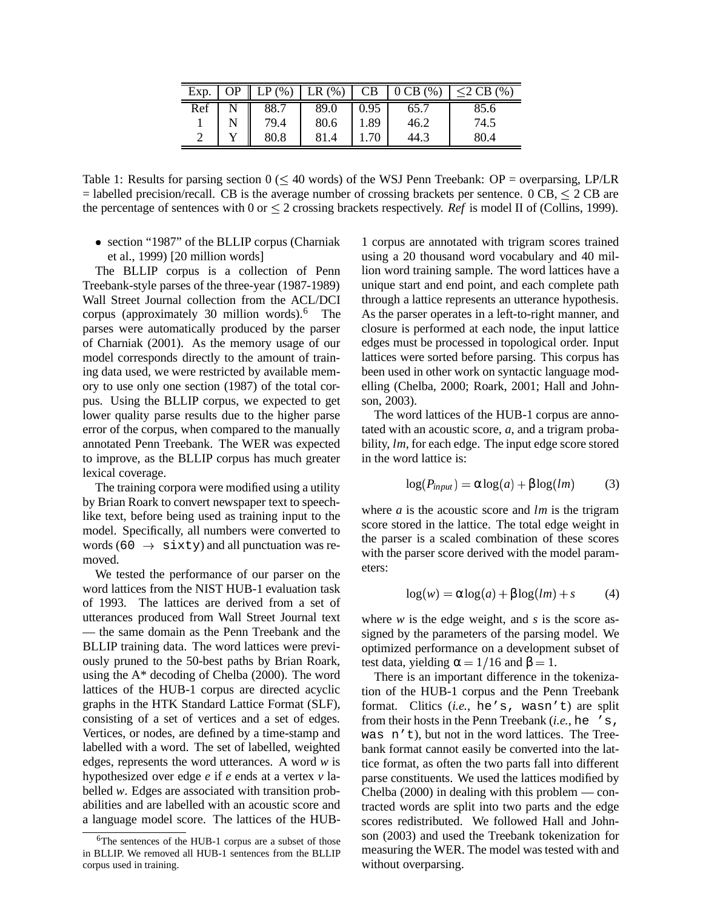| Exp. | OP | LP (%) | LR (%) | CB | 0 CB (%) | ≤2 CB (%) |
|---|---|---|---|---|---|---|
| Ref | N | 88.7 | 89.0 | 0.95 | 65.7 | 85.6 |
| 1 | N | 79.4 | 80.6 | 1.89 | 46.2 | 74.5 |
| 2 | Y | 80.8 | 81.4 | 1.70 | 44.3 | 80.4 |

Table 1: Results for parsing section 0 (≤ 40 words) of the WSJ Penn Treebank: OP = overparsing, LP/LR = labelled precision/recall. CB is the average number of crossing brackets per sentence. 0 CB, ≤ 2 CB are the percentage of sentences with 0 or ≤ 2 crossing brackets respectively. *Ref* is model II of (Collins, 1999).

- section "1987" of the BLLIP corpus (Charniak et al., 1999) [20 million words]

The BLLIP corpus is a collection of Penn Treebank-style parses of the three-year (1987-1989) Wall Street Journal collection from the ACL/DCI corpus (approximately 30 million words).[6] The parses were automatically produced by the parser of Charniak (2001). As the memory usage of our model corresponds directly to the amount of training data used, we were restricted by available memory to use only one section (1987) of the total corpus. Using the BLLIP corpus, we expected to get lower quality parse results due to the higher parse error of the corpus, when compared to the manually annotated Penn Treebank. The WER was expected to improve, as the BLLIP corpus has much greater lexical coverage.

The training corpora were modified using a utility by Brian Roark to convert newspaper text to speech-like text, before being used as training input to the model. Specifically, all numbers were converted to words (`60` → `sixty`) and all punctuation was removed.

We tested the performance of our parser on the word lattices from the NIST HUB-1 evaluation task of 1993. The lattices are derived from a set of utterances produced from Wall Street Journal text — the same domain as the Penn Treebank and the BLLIP training data. The word lattices were previously pruned to the 50-best paths by Brian Roark, using the A* decoding of Chelba (2000). The word lattices of the HUB-1 corpus are directed acyclic graphs in the HTK Standard Lattice Format (SLF), consisting of a set of vertices and a set of edges. Vertices, or nodes, are defined by a time-stamp and labelled with a word. The set of labelled, weighted edges, represents the word utterances. A word $w$ is hypothesized over edge $e$ if $e$ ends at a vertex $v$ labelled $w$. Edges are associated with transition probabilities and are labelled with an acoustic score and a language model score. The lattices of the HUB-1 corpus are annotated with trigram scores trained using a 20 thousand word vocabulary and 40 million word training sample. The word lattices have a unique start and end point, and each complete path through a lattice represents an utterance hypothesis. As the parser operates in a left-to-right manner, and closure is performed at each node, the input lattice edges must be processed in topological order. Input lattices were sorted before parsing. This corpus has been used in other work on syntactic language modelling (Chelba, 2000; Roark, 2001; Hall and Johnson, 2003).

The word lattices of the HUB-1 corpus are annotated with an acoustic score, $a$, and a trigram probability, $lm$, for each edge. The input edge score stored in the word lattice is:

$$\log(P_{input}) = \alpha \log(a) + \beta \log(lm) \qquad (3)$$

where $a$ is the acoustic score and $lm$ is the trigram score stored in the lattice. The total edge weight in the parser is a scaled combination of these scores with the parser score derived with the model parameters:

$$\log(w) = \alpha \log(a) + \beta \log(lm) + s \qquad (4)$$

where $w$ is the edge weight, and $s$ is the score assigned by the parameters of the parsing model. We optimized performance on a development subset of test data, yielding $\alpha = 1/16$ and $\beta = 1$.

There is an important difference in the tokenization of the HUB-1 corpus and the Penn Treebank format. Clitics (*i.e.*, `he's, wasn't`) are split from their hosts in the Penn Treebank (*i.e.*, `he 's, was n't`), but not in the word lattices. The Treebank format cannot easily be converted into the lattice format, as often the two parts fall into different parse constituents. We used the lattices modified by Chelba (2000) in dealing with this problem — contracted words are split into two parts and the edge scores redistributed. We followed Hall and Johnson (2003) and used the Treebank tokenization for measuring the WER. The model was tested with and without overparsing.

[6] The sentences of the HUB-1 corpus are a subset of those in BLLIP. We removed all HUB-1 sentences from the BLLIP corpus used in training.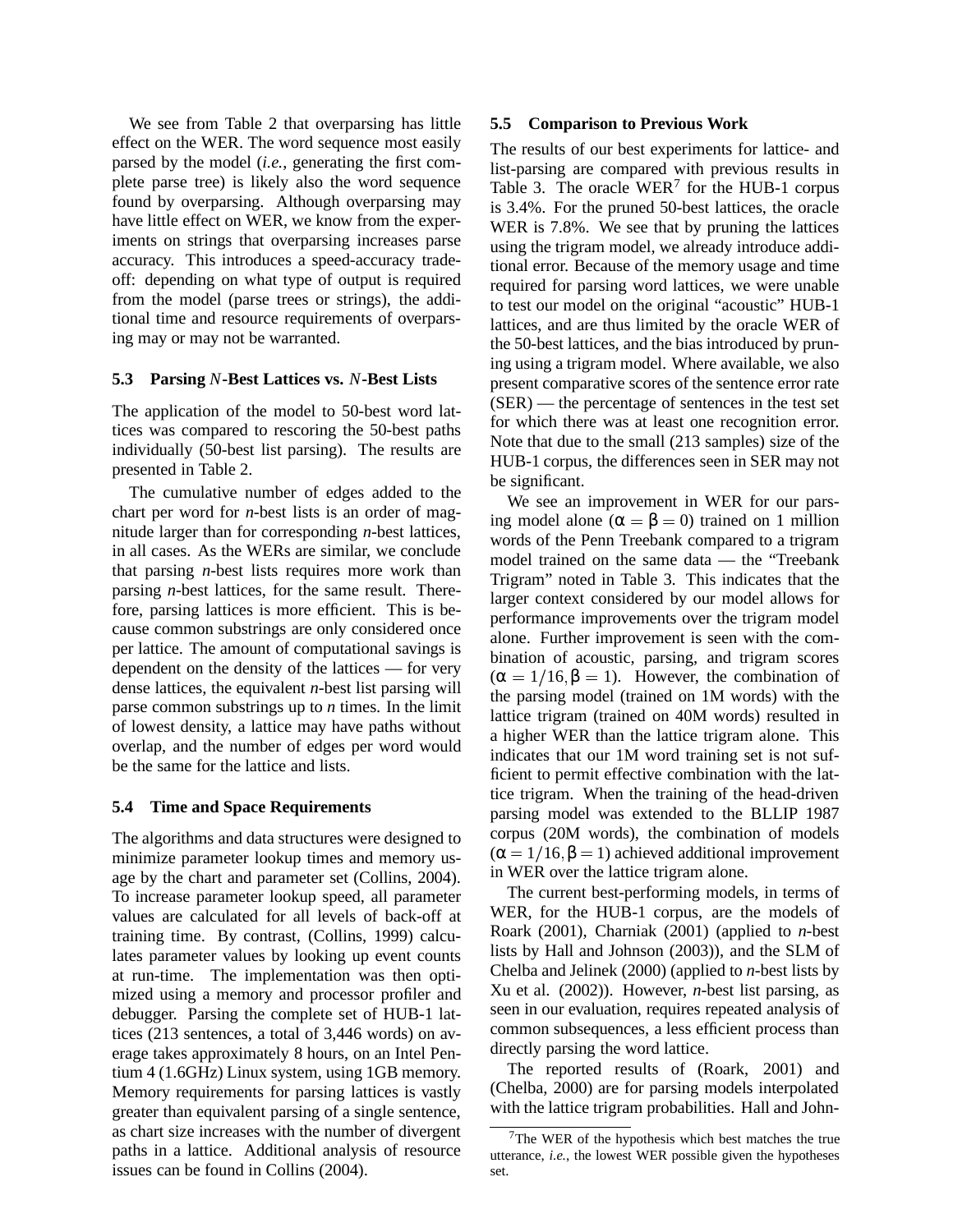We see from Table 2 that overparsing has little effect on the WER. The word sequence most easily parsed by the model (*i.e.*, generating the first complete parse tree) is likely also the word sequence found by overparsing. Although overparsing may have little effect on WER, we know from the experiments on strings that overparsing increases parse accuracy. This introduces a speed-accuracy tradeoff: depending on what type of output is required from the model (parse trees or strings), the additional time and resource requirements of overparsing may or may not be warranted.

### 5.3 Parsing $N$-Best Lattices vs. $N$-Best Lists

The application of the model to 50-best word lattices was compared to rescoring the 50-best paths individually (50-best list parsing). The results are presented in Table 2.

The cumulative number of edges added to the chart per word for *n*-best lists is an order of magnitude larger than for corresponding *n*-best lattices, in all cases. As the WERs are similar, we conclude that parsing *n*-best lists requires more work than parsing *n*-best lattices, for the same result. Therefore, parsing lattices is more efficient. This is because common substrings are only considered once per lattice. The amount of computational savings is dependent on the density of the lattices — for very dense lattices, the equivalent *n*-best list parsing will parse common substrings up to *n* times. In the limit of lowest density, a lattice may have paths without overlap, and the number of edges per word would be the same for the lattice and lists.

### 5.4 Time and Space Requirements

The algorithms and data structures were designed to minimize parameter lookup times and memory usage by the chart and parameter set (Collins, 2004). To increase parameter lookup speed, all parameter values are calculated for all levels of back-off at training time. By contrast, (Collins, 1999) calculates parameter values by looking up event counts at run-time. The implementation was then optimized using a memory and processor profiler and debugger. Parsing the complete set of HUB-1 lattices (213 sentences, a total of 3,446 words) on average takes approximately 8 hours, on an Intel Pentium 4 (1.6GHz) Linux system, using 1GB memory. Memory requirements for parsing lattices is vastly greater than equivalent parsing of a single sentence, as chart size increases with the number of divergent paths in a lattice. Additional analysis of resource issues can be found in Collins (2004).

### 5.5 Comparison to Previous Work

The results of our best experiments for lattice- and list-parsing are compared with previous results in Table 3. The oracle WER[7] for the HUB-1 corpus is 3.4%. For the pruned 50-best lattices, the oracle WER is 7.8%. We see that by pruning the lattices using the trigram model, we already introduce additional error. Because of the memory usage and time required for parsing word lattices, we were unable to test our model on the original "acoustic" HUB-1 lattices, and are thus limited by the oracle WER of the 50-best lattices, and the bias introduced by pruning using a trigram model. Where available, we also present comparative scores of the sentence error rate (SER) — the percentage of sentences in the test set for which there was at least one recognition error. Note that due to the small (213 samples) size of the HUB-1 corpus, the differences seen in SER may not be significant.

We see an improvement in WER for our parsing model alone ($\alpha = \beta = 0$) trained on 1 million words of the Penn Treebank compared to a trigram model trained on the same data — the "Treebank Trigram" noted in Table 3. This indicates that the larger context considered by our model allows for performance improvements over the trigram model alone. Further improvement is seen with the combination of acoustic, parsing, and trigram scores ($\alpha = 1/16, \beta = 1$). However, the combination of the parsing model (trained on 1M words) with the lattice trigram (trained on 40M words) resulted in a higher WER than the lattice trigram alone. This indicates that our 1M word training set is not sufficient to permit effective combination with the lattice trigram. When the training of the head-driven parsing model was extended to the BLLIP 1987 corpus (20M words), the combination of models ($\alpha = 1/16, \beta = 1$) achieved additional improvement in WER over the lattice trigram alone.

The current best-performing models, in terms of WER, for the HUB-1 corpus, are the models of Roark (2001), Charniak (2001) (applied to *n*-best lists by Hall and Johnson (2003)), and the SLM of Chelba and Jelinek (2000) (applied to *n*-best lists by Xu et al. (2002)). However, *n*-best list parsing, as seen in our evaluation, requires repeated analysis of common subsequences, a less efficient process than directly parsing the word lattice.

The reported results of (Roark, 2001) and (Chelba, 2000) are for parsing models interpolated with the lattice trigram probabilities. Hall and John-

[7] The WER of the hypothesis which best matches the true utterance, *i.e.*, the lowest WER possible given the hypotheses set.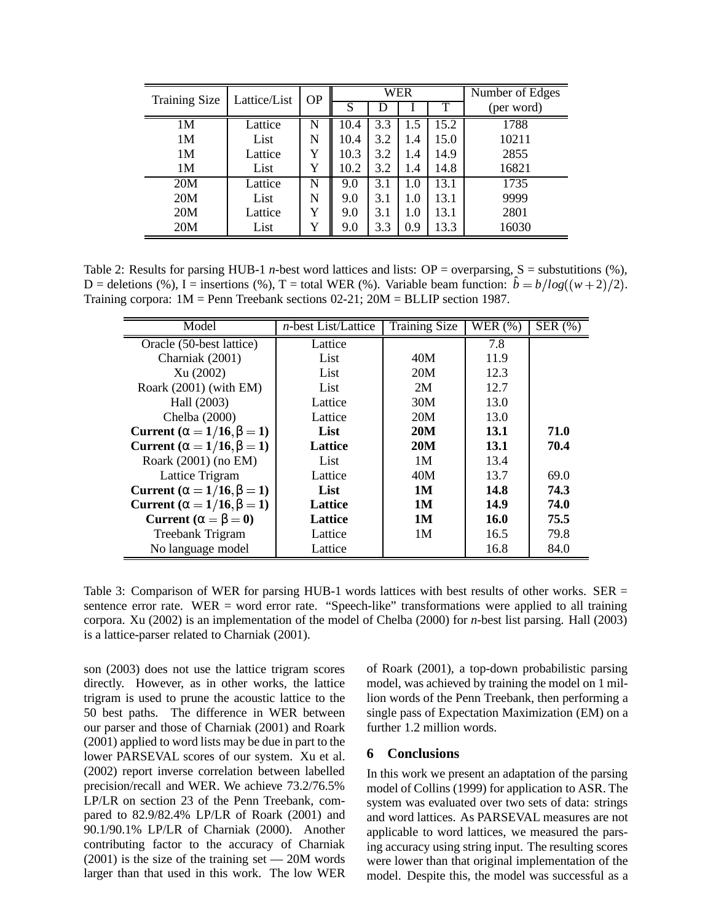| Training Size | Lattice/List | OP | WER | | | | Number of Edges |
|---|---|---|---|---|---|---|---|
| | | | S | D | I | T | (per word) |
| 1M | Lattice | N | 10.4 | 3.3 | 1.5 | 15.2 | 1788 |
| 1M | List | N | 10.4 | 3.2 | 1.4 | 15.0 | 10211 |
| 1M | Lattice | Y | 10.3 | 3.2 | 1.4 | 14.9 | 2855 |
| 1M | List | Y | 10.2 | 3.2 | 1.4 | 14.8 | 16821 |
| 20M | Lattice | N | 9.0 | 3.1 | 1.0 | 13.1 | 1735 |
| 20M | List | N | 9.0 | 3.1 | 1.0 | 13.1 | 9999 |
| 20M | Lattice | Y | 9.0 | 3.1 | 1.0 | 13.1 | 2801 |
| 20M | List | Y | 9.0 | 3.3 | 0.9 | 13.3 | 16030 |

Table 2: Results for parsing HUB-1 *n*-best word lattices and lists: OP = overparsing, S = substutitions (%), D = deletions (%), I = insertions (%), T = total WER (%). Variable beam function: $\hat{b} = b/log((w+2)/2)$. Training corpora: 1M = Penn Treebank sections 02-21; 20M = BLLIP section 1987.

| Model | *n*-best List/Lattice | Training Size | WER (%) | SER (%) |
|---|---|---|---|---|
| Oracle (50-best lattice) | Lattice | | 7.8 | |
| Charniak (2001) | List | 40M | 11.9 | |
| Xu (2002) | List | 20M | 12.3 | |
| Roark (2001) (with EM) | List | 2M | 12.7 | |
| Hall (2003) | Lattice | 30M | 13.0 | |
| Chelba (2000) | Lattice | 20M | 13.0 | |
| **Current ($\alpha = 1/16, \beta = 1$)** | **List** | **20M** | **13.1** | **71.0** |
| **Current ($\alpha = 1/16, \beta = 1$)** | **Lattice** | **20M** | **13.1** | **70.4** |
| Roark (2001) (no EM) | List | 1M | 13.4 | |
| Lattice Trigram | Lattice | 40M | 13.7 | 69.0 |
| **Current ($\alpha = 1/16, \beta = 1$)** | **List** | **1M** | **14.8** | **74.3** |
| **Current ($\alpha = 1/16, \beta = 1$)** | **Lattice** | **1M** | **14.9** | **74.0** |
| **Current ($\alpha = \beta = 0$)** | **Lattice** | **1M** | **16.0** | **75.5** |
| Treebank Trigram | Lattice | 1M | 16.5 | 79.8 |
| No language model | Lattice | | 16.8 | 84.0 |

Table 3: Comparison of WER for parsing HUB-1 words lattices with best results of other works. SER = sentence error rate. WER = word error rate. "Speech-like" transformations were applied to all training corpora. Xu (2002) is an implementation of the model of Chelba (2000) for *n*-best list parsing. Hall (2003) is a lattice-parser related to Charniak (2001).

son (2003) does not use the lattice trigram scores directly. However, as in other works, the lattice trigram is used to prune the acoustic lattice to the 50 best paths. The difference in WER between our parser and those of Charniak (2001) and Roark (2001) applied to word lists may be due in part to the lower PARSEVAL scores of our system. Xu et al. (2002) report inverse correlation between labelled precision/recall and WER. We achieve 73.2/76.5% LP/LR on section 23 of the Penn Treebank, compared to 82.9/82.4% LP/LR of Roark (2001) and 90.1/90.1% LP/LR of Charniak (2000). Another contributing factor to the accuracy of Charniak (2001) is the size of the training set — 20M words larger than that used in this work. The low WER of Roark (2001), a top-down probabilistic parsing model, was achieved by training the model on 1 million words of the Penn Treebank, then performing a single pass of Expectation Maximization (EM) on a further 1.2 million words.

## 6 Conclusions

In this work we present an adaptation of the parsing model of Collins (1999) for application to ASR. The system was evaluated over two sets of data: strings and word lattices. As PARSEVAL measures are not applicable to word lattices, we measured the parsing accuracy using string input. The resulting scores were lower than that original implementation of the model. Despite this, the model was successful as a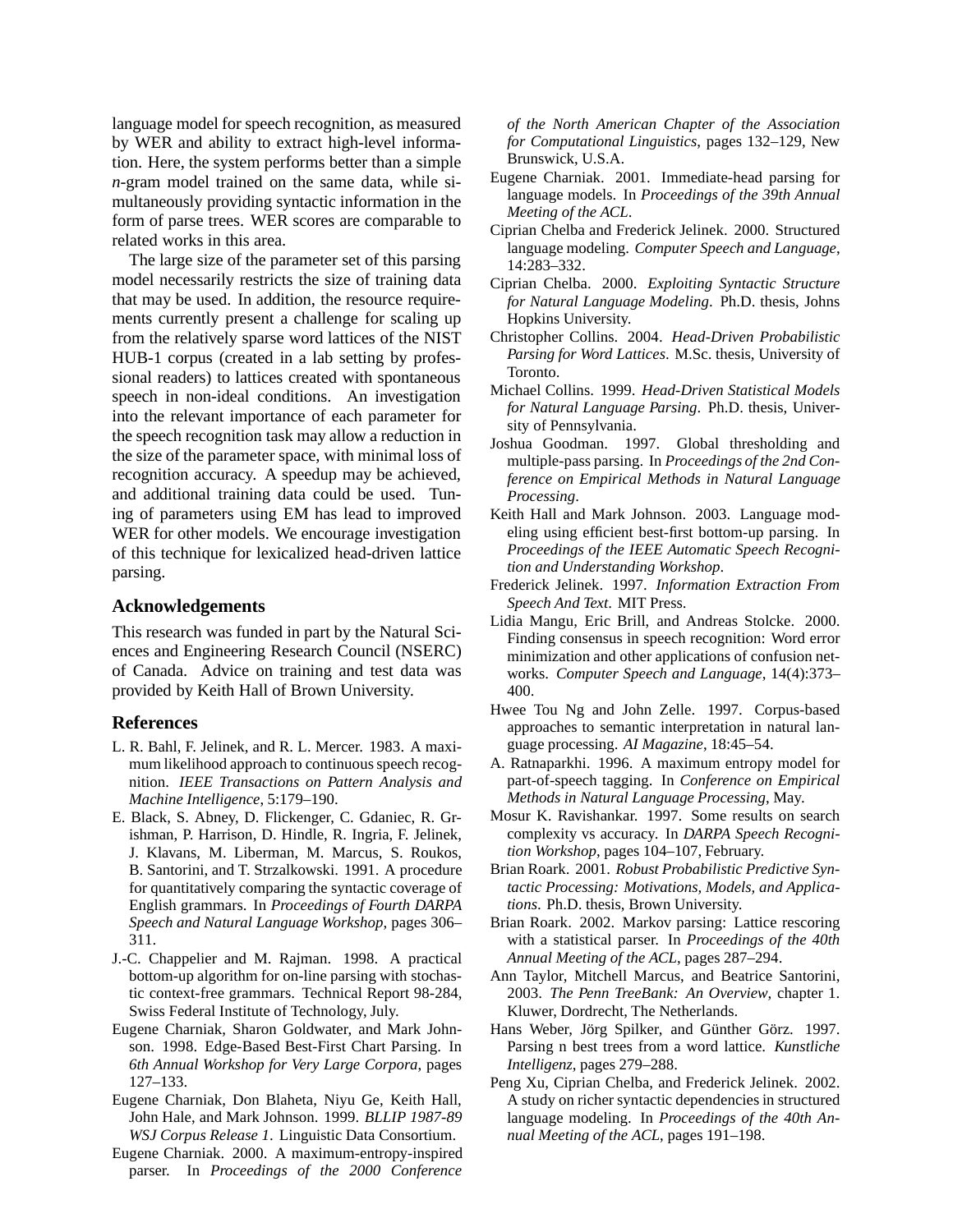language model for speech recognition, as measured by WER and ability to extract high-level information. Here, the system performs better than a simple *n*-gram model trained on the same data, while simultaneously providing syntactic information in the form of parse trees. WER scores are comparable to related works in this area.

The large size of the parameter set of this parsing model necessarily restricts the size of training data that may be used. In addition, the resource requirements currently present a challenge for scaling up from the relatively sparse word lattices of the NIST HUB-1 corpus (created in a lab setting by professional readers) to lattices created with spontaneous speech in non-ideal conditions. An investigation into the relevant importance of each parameter for the speech recognition task may allow a reduction in the size of the parameter space, with minimal loss of recognition accuracy. A speedup may be achieved, and additional training data could be used. Tuning of parameters using EM has lead to improved WER for other models. We encourage investigation of this technique for lexicalized head-driven lattice parsing.

## Acknowledgements

This research was funded in part by the Natural Sciences and Engineering Research Council (NSERC) of Canada. Advice on training and test data was provided by Keith Hall of Brown University.

## References

L. R. Bahl, F. Jelinek, and R. L. Mercer. 1983. A maximum likelihood approach to continuous speech recognition. *IEEE Transactions on Pattern Analysis and Machine Intelligence*, 5:179–190.

E. Black, S. Abney, D. Flickenger, C. Gdaniec, R. Grishman, P. Harrison, D. Hindle, R. Ingria, F. Jelinek, J. Klavans, M. Liberman, M. Marcus, S. Roukos, B. Santorini, and T. Strzalkowski. 1991. A procedure for quantitatively comparing the syntactic coverage of English grammars. In *Proceedings of Fourth DARPA Speech and Natural Language Workshop*, pages 306–311.

J.-C. Chappelier and M. Rajman. 1998. A practical bottom-up algorithm for on-line parsing with stochastic context-free grammars. Technical Report 98-284, Swiss Federal Institute of Technology, July.

Eugene Charniak, Sharon Goldwater, and Mark Johnson. 1998. Edge-Based Best-First Chart Parsing. In *6th Annual Workshop for Very Large Corpora*, pages 127–133.

Eugene Charniak, Don Blaheta, Niyu Ge, Keith Hall, John Hale, and Mark Johnson. 1999. *BLLIP 1987-89 WSJ Corpus Release 1*. Linguistic Data Consortium.

Eugene Charniak. 2000. A maximum-entropy-inspired parser. In *Proceedings of the 2000 Conference of the North American Chapter of the Association for Computational Linguistics*, pages 132–129, New Brunswick, U.S.A.

Eugene Charniak. 2001. Immediate-head parsing for language models. In *Proceedings of the 39th Annual Meeting of the ACL*.

Ciprian Chelba and Frederick Jelinek. 2000. Structured language modeling. *Computer Speech and Language*, 14:283–332.

Ciprian Chelba. 2000. *Exploiting Syntactic Structure for Natural Language Modeling*. Ph.D. thesis, Johns Hopkins University.

Christopher Collins. 2004. *Head-Driven Probabilistic Parsing for Word Lattices*. M.Sc. thesis, University of Toronto.

Michael Collins. 1999. *Head-Driven Statistical Models for Natural Language Parsing*. Ph.D. thesis, University of Pennsylvania.

Joshua Goodman. 1997. Global thresholding and multiple-pass parsing. In *Proceedings of the 2nd Conference on Empirical Methods in Natural Language Processing*.

Keith Hall and Mark Johnson. 2003. Language modeling using efficient best-first bottom-up parsing. In *Proceedings of the IEEE Automatic Speech Recognition and Understanding Workshop*.

Frederick Jelinek. 1997. *Information Extraction From Speech And Text*. MIT Press.

Lidia Mangu, Eric Brill, and Andreas Stolcke. 2000. Finding consensus in speech recognition: Word error minimization and other applications of confusion networks. *Computer Speech and Language*, 14(4):373–400.

Hwee Tou Ng and John Zelle. 1997. Corpus-based approaches to semantic interpretation in natural language processing. *AI Magazine*, 18:45–54.

A. Ratnaparkhi. 1996. A maximum entropy model for part-of-speech tagging. In *Conference on Empirical Methods in Natural Language Processing*, May.

Mosur K. Ravishankar. 1997. Some results on search complexity vs accuracy. In *DARPA Speech Recognition Workshop*, pages 104–107, February.

Brian Roark. 2001. *Robust Probabilistic Predictive Syntactic Processing: Motivations, Models, and Applications*. Ph.D. thesis, Brown University.

Brian Roark. 2002. Markov parsing: Lattice rescoring with a statistical parser. In *Proceedings of the 40th Annual Meeting of the ACL*, pages 287–294.

Ann Taylor, Mitchell Marcus, and Beatrice Santorini, 2003. *The Penn TreeBank: An Overview*, chapter 1. Kluwer, Dordrecht, The Netherlands.

Hans Weber, Jörg Spilker, and Günther Görz. 1997. Parsing n best trees from a word lattice. *Kunstliche Intelligenz*, pages 279–288.

Peng Xu, Ciprian Chelba, and Frederick Jelinek. 2002. A study on richer syntactic dependencies in structured language modeling. In *Proceedings of the 40th Annual Meeting of the ACL*, pages 191–198.